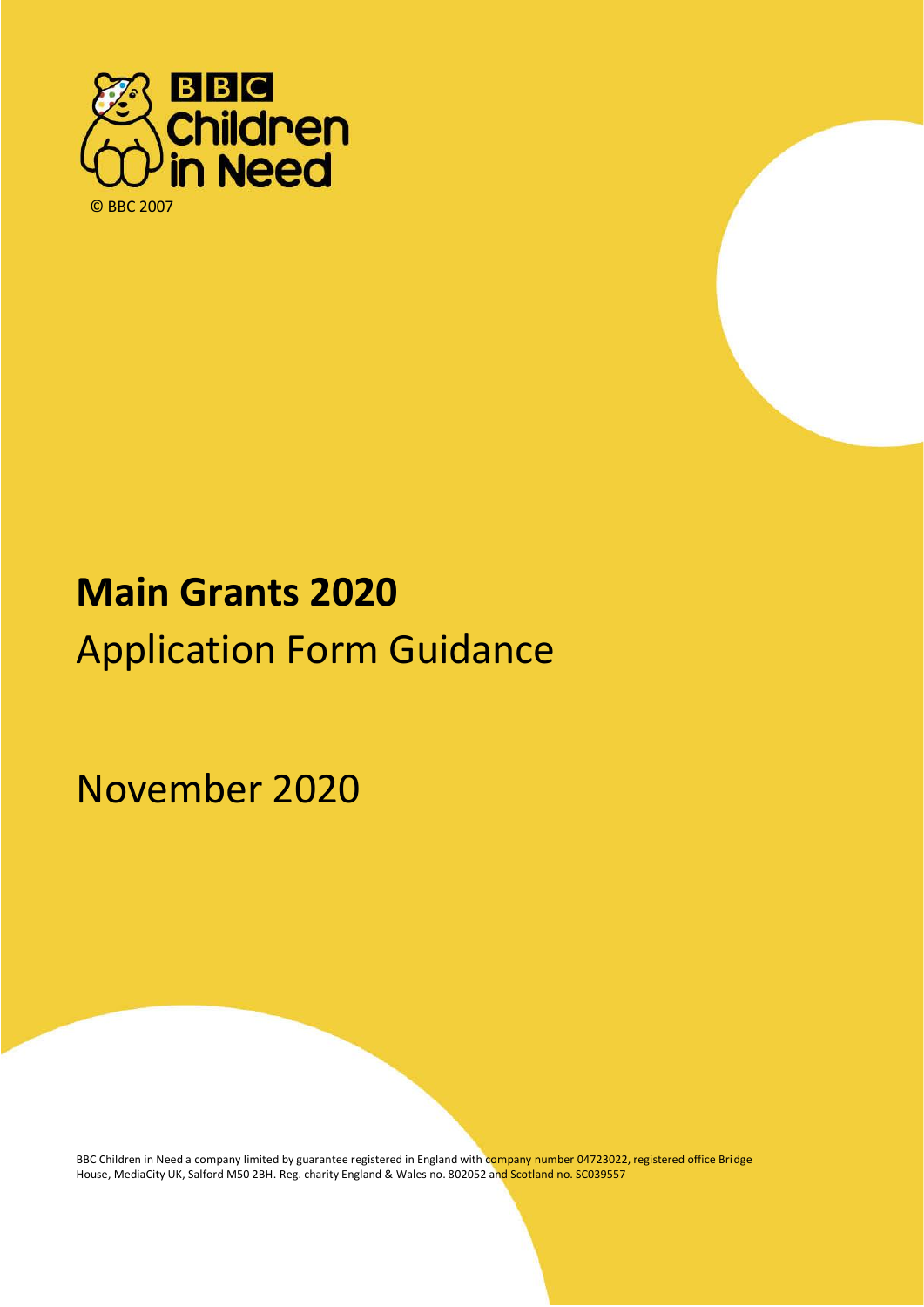BBC Children in Need

© BBC 2007

# Main Grants 2020

## Application Form Guidance

November 2020

BBC Children in Need a company limited by guarantee registered in England with company number 04723022, registered office Bridge House, MediaCity UK, Salford M50 2BH. Reg. charity England & Wales no. 802052 and Scotland no. SC039557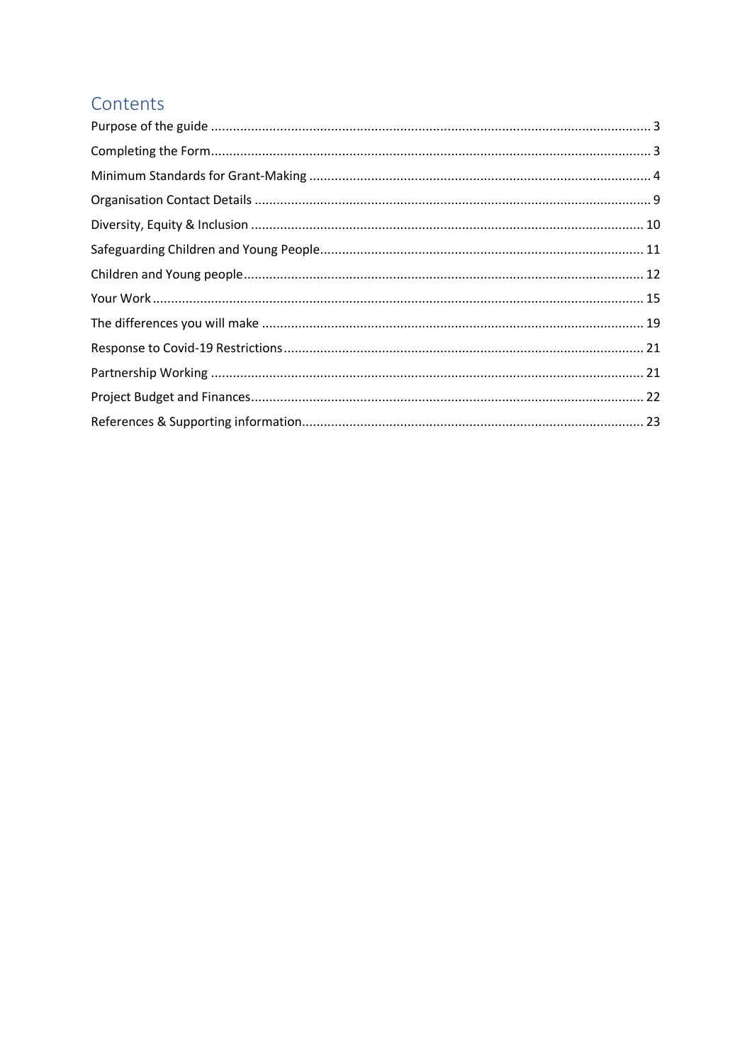## Contents

Purpose of the guide ........................................................................................................................ 3

Completing the Form........................................................................................................................ 3

Minimum Standards for Grant-Making ............................................................................................ 4

Organisation Contact Details ........................................................................................................... 9

Diversity, Equity & Inclusion .......................................................................................................... 10

Safeguarding Children and Young People....................................................................................... 11

Children and Young people............................................................................................................ 12

Your Work ..................................................................................................................................... 15

The differences you will make ........................................................................................................ 19

Response to Covid-19 Restrictions................................................................................................. 21

Partnership Working ..................................................................................................................... 21

Project Budget and Finances.......................................................................................................... 22

References & Supporting information............................................................................................ 23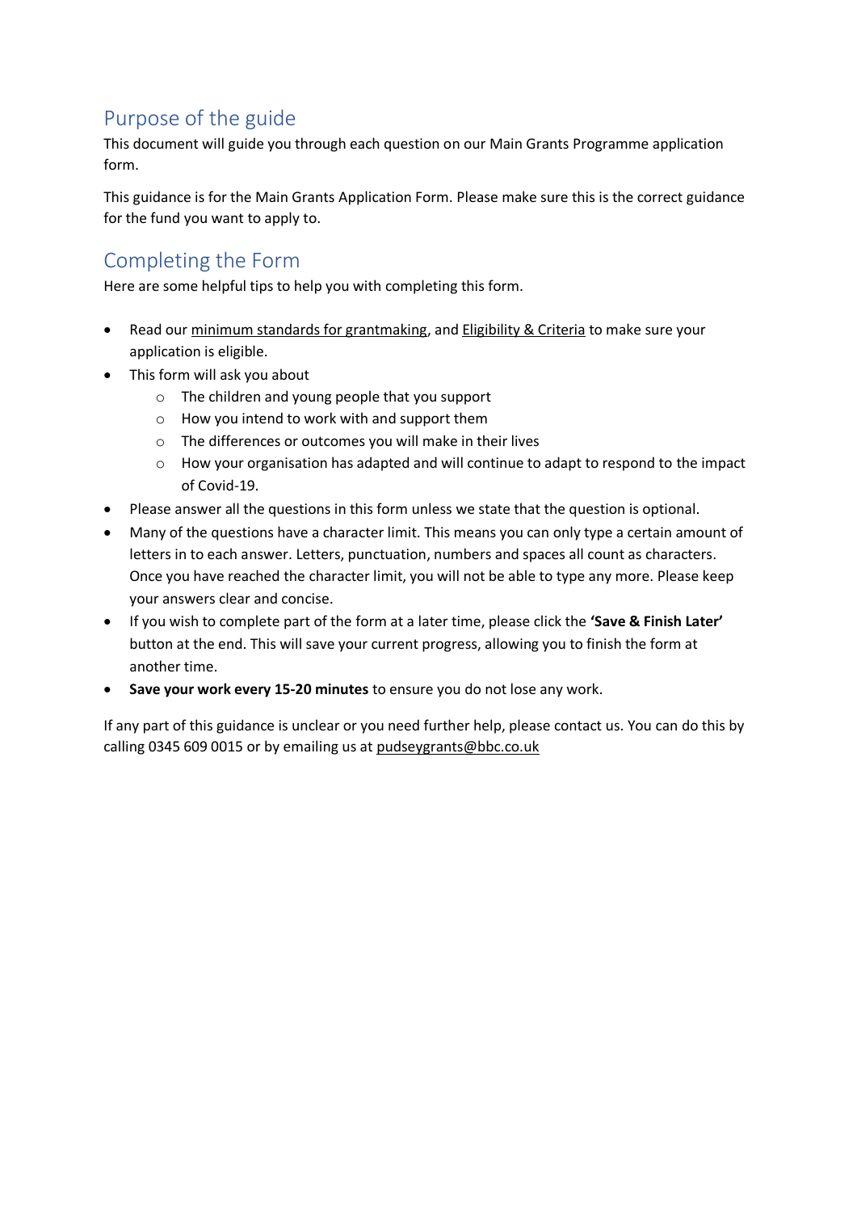## Purpose of the guide

This document will guide you through each question on our Main Grants Programme application form.

This guidance is for the Main Grants Application Form. Please make sure this is the correct guidance for the fund you want to apply to.

## Completing the Form

Here are some helpful tips to help you with completing this form.

- Read our minimum standards for grantmaking, and Eligibility & Criteria to make sure your application is eligible.
- This form will ask you about
  - The children and young people that you support
  - How you intend to work with and support them
  - The differences or outcomes you will make in their lives
  - How your organisation has adapted and will continue to adapt to respond to the impact of Covid-19.
- Please answer all the questions in this form unless we state that the question is optional.
- Many of the questions have a character limit. This means you can only type a certain amount of letters in to each answer. Letters, punctuation, numbers and spaces all count as characters. Once you have reached the character limit, you will not be able to type any more. Please keep your answers clear and concise.
- If you wish to complete part of the form at a later time, please click the **'Save & Finish Later'** button at the end. This will save your current progress, allowing you to finish the form at another time.
- **Save your work every 15-20 minutes** to ensure you do not lose any work.

If any part of this guidance is unclear or you need further help, please contact us. You can do this by calling 0345 609 0015 or by emailing us at pudseygrants@bbc.co.uk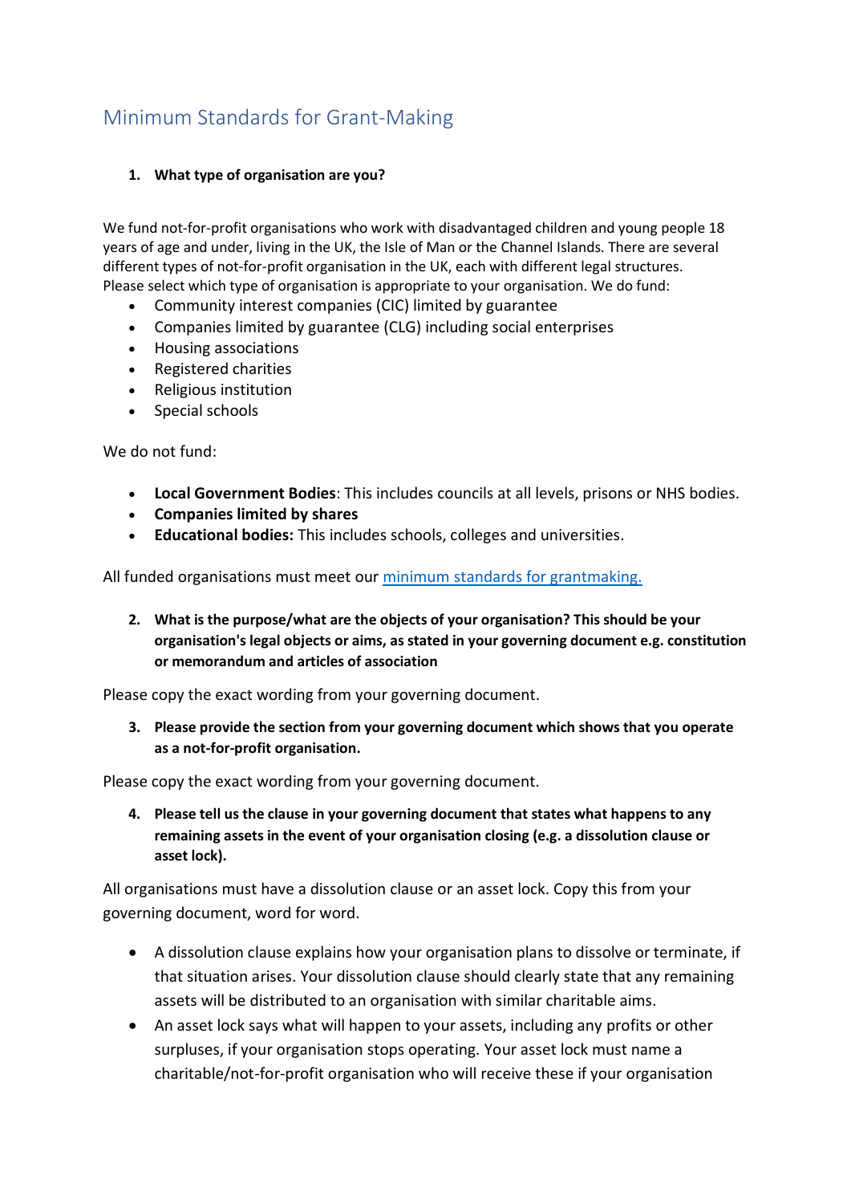# Minimum Standards for Grant-Making

1. **What type of organisation are you?**

We fund not-for-profit organisations who work with disadvantaged children and young people 18 years of age and under, living in the UK, the Isle of Man or the Channel Islands. There are several different types of not-for-profit organisation in the UK, each with different legal structures. Please select which type of organisation is appropriate to your organisation. We do fund:

- Community interest companies (CIC) limited by guarantee
- Companies limited by guarantee (CLG) including social enterprises
- Housing associations
- Registered charities
- Religious institution
- Special schools

We do not fund:

- **Local Government Bodies**: This includes councils at all levels, prisons or NHS bodies.
- **Companies limited by shares**
- **Educational bodies:** This includes schools, colleges and universities.

All funded organisations must meet our [minimum standards for grantmaking.]()

2. **What is the purpose/what are the objects of your organisation? This should be your organisation's legal objects or aims, as stated in your governing document e.g. constitution or memorandum and articles of association**

Please copy the exact wording from your governing document.

3. **Please provide the section from your governing document which shows that you operate as a not-for-profit organisation.**

Please copy the exact wording from your governing document.

4. **Please tell us the clause in your governing document that states what happens to any remaining assets in the event of your organisation closing (e.g. a dissolution clause or asset lock).**

All organisations must have a dissolution clause or an asset lock. Copy this from your governing document, word for word.

- A dissolution clause explains how your organisation plans to dissolve or terminate, if that situation arises. Your dissolution clause should clearly state that any remaining assets will be distributed to an organisation with similar charitable aims.
- An asset lock says what will happen to your assets, including any profits or other surpluses, if your organisation stops operating. Your asset lock must name a charitable/not-for-profit organisation who will receive these if your organisation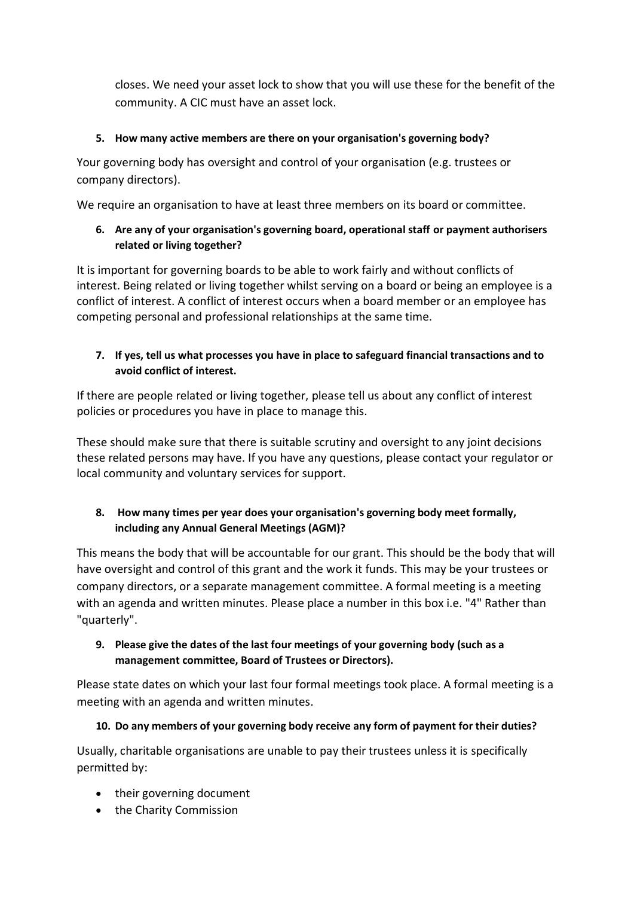closes. We need your asset lock to show that you will use these for the benefit of the community. A CIC must have an asset lock.

**5. How many active members are there on your organisation's governing body?**

Your governing body has oversight and control of your organisation (e.g. trustees or company directors).

We require an organisation to have at least three members on its board or committee.

**6. Are any of your organisation's governing board, operational staff or payment authorisers related or living together?**

It is important for governing boards to be able to work fairly and without conflicts of interest. Being related or living together whilst serving on a board or being an employee is a conflict of interest. A conflict of interest occurs when a board member or an employee has competing personal and professional relationships at the same time.

**7. If yes, tell us what processes you have in place to safeguard financial transactions and to avoid conflict of interest.**

If there are people related or living together, please tell us about any conflict of interest policies or procedures you have in place to manage this.

These should make sure that there is suitable scrutiny and oversight to any joint decisions these related persons may have. If you have any questions, please contact your regulator or local community and voluntary services for support.

**8. How many times per year does your organisation's governing body meet formally, including any Annual General Meetings (AGM)?**

This means the body that will be accountable for our grant. This should be the body that will have oversight and control of this grant and the work it funds. This may be your trustees or company directors, or a separate management committee. A formal meeting is a meeting with an agenda and written minutes. Please place a number in this box i.e. "4" Rather than "quarterly".

**9. Please give the dates of the last four meetings of your governing body (such as a management committee, Board of Trustees or Directors).**

Please state dates on which your last four formal meetings took place. A formal meeting is a meeting with an agenda and written minutes.

**10. Do any members of your governing body receive any form of payment for their duties?**

Usually, charitable organisations are unable to pay their trustees unless it is specifically permitted by:

- their governing document
- the Charity Commission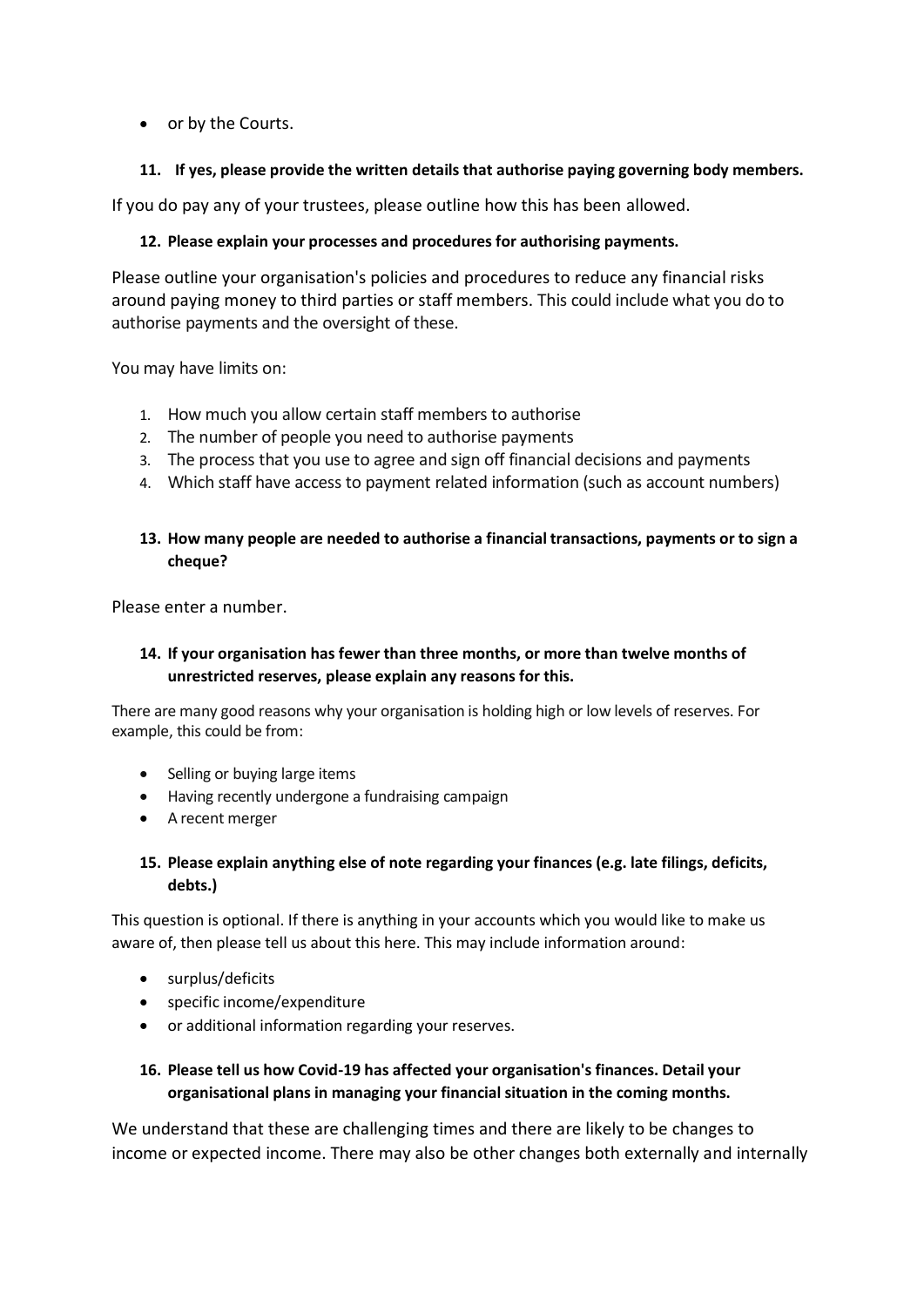- or by the Courts.

#### 11. If yes, please provide the written details that authorise paying governing body members.

If you do pay any of your trustees, please outline how this has been allowed.

#### 12. Please explain your processes and procedures for authorising payments.

Please outline your organisation's policies and procedures to reduce any financial risks around paying money to third parties or staff members. This could include what you do to authorise payments and the oversight of these.

You may have limits on:

1. How much you allow certain staff members to authorise
2. The number of people you need to authorise payments
3. The process that you use to agree and sign off financial decisions and payments
4. Which staff have access to payment related information (such as account numbers)

#### 13. How many people are needed to authorise a financial transactions, payments or to sign a cheque?

Please enter a number.

#### 14. If your organisation has fewer than three months, or more than twelve months of unrestricted reserves, please explain any reasons for this.

There are many good reasons why your organisation is holding high or low levels of reserves. For example, this could be from:

- Selling or buying large items
- Having recently undergone a fundraising campaign
- A recent merger

#### 15. Please explain anything else of note regarding your finances (e.g. late filings, deficits, debts.)

This question is optional. If there is anything in your accounts which you would like to make us aware of, then please tell us about this here. This may include information around:

- surplus/deficits
- specific income/expenditure
- or additional information regarding your reserves.

#### 16. Please tell us how Covid-19 has affected your organisation's finances. Detail your organisational plans in managing your financial situation in the coming months.

We understand that these are challenging times and there are likely to be changes to income or expected income. There may also be other changes both externally and internally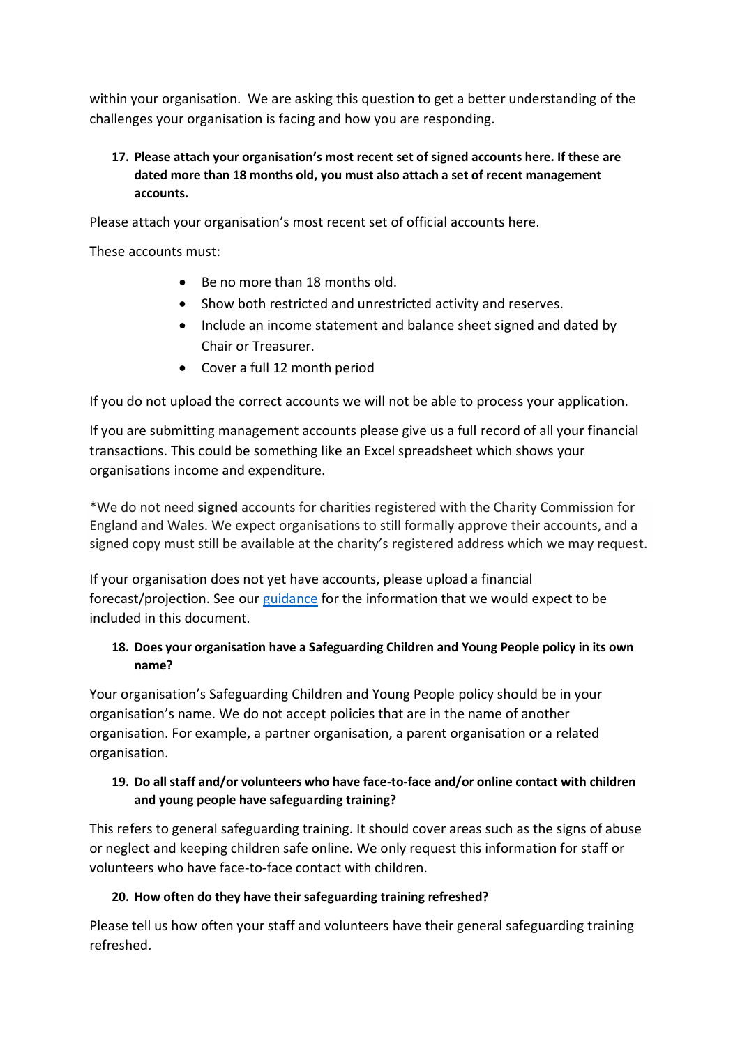within your organisation. We are asking this question to get a better understanding of the challenges your organisation is facing and how you are responding.

17. **Please attach your organisation's most recent set of signed accounts here. If these are dated more than 18 months old, you must also attach a set of recent management accounts.**

Please attach your organisation's most recent set of official accounts here.

These accounts must:

- Be no more than 18 months old.
- Show both restricted and unrestricted activity and reserves.
- Include an income statement and balance sheet signed and dated by Chair or Treasurer.
- Cover a full 12 month period

If you do not upload the correct accounts we will not be able to process your application.

If you are submitting management accounts please give us a full record of all your financial transactions. This could be something like an Excel spreadsheet which shows your organisations income and expenditure.

*We do not need **signed** accounts for charities registered with the Charity Commission for England and Wales. We expect organisations to still formally approve their accounts, and a signed copy must still be available at the charity's registered address which we may request.

If your organisation does not yet have accounts, please upload a financial forecast/projection. See our guidance for the information that we would expect to be included in this document.

18. **Does your organisation have a Safeguarding Children and Young People policy in its own name?**

Your organisation's Safeguarding Children and Young People policy should be in your organisation's name. We do not accept policies that are in the name of another organisation. For example, a partner organisation, a parent organisation or a related organisation.

19. **Do all staff and/or volunteers who have face-to-face and/or online contact with children and young people have safeguarding training?**

This refers to general safeguarding training. It should cover areas such as the signs of abuse or neglect and keeping children safe online. We only request this information for staff or volunteers who have face-to-face contact with children.

20. **How often do they have their safeguarding training refreshed?**

Please tell us how often your staff and volunteers have their general safeguarding training refreshed.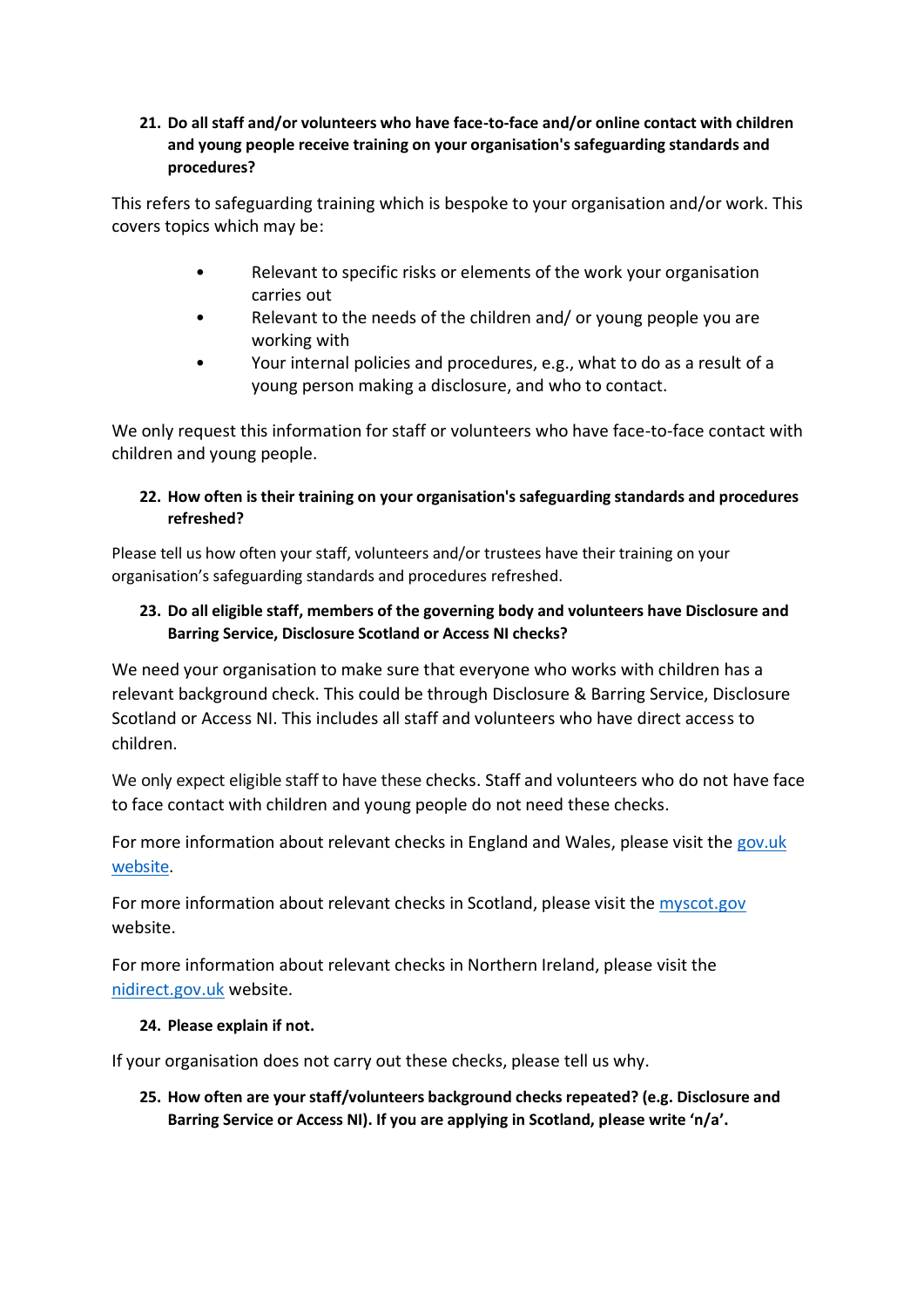21. **Do all staff and/or volunteers who have face-to-face and/or online contact with children and young people receive training on your organisation's safeguarding standards and procedures?**

This refers to safeguarding training which is bespoke to your organisation and/or work. This covers topics which may be:

- Relevant to specific risks or elements of the work your organisation carries out
- Relevant to the needs of the children and/ or young people you are working with
- Your internal policies and procedures, e.g., what to do as a result of a young person making a disclosure, and who to contact.

We only request this information for staff or volunteers who have face-to-face contact with children and young people.

22. **How often is their training on your organisation's safeguarding standards and procedures refreshed?**

Please tell us how often your staff, volunteers and/or trustees have their training on your organisation's safeguarding standards and procedures refreshed.

23. **Do all eligible staff, members of the governing body and volunteers have Disclosure and Barring Service, Disclosure Scotland or Access NI checks?**

We need your organisation to make sure that everyone who works with children has a relevant background check. This could be through Disclosure & Barring Service, Disclosure Scotland or Access NI. This includes all staff and volunteers who have direct access to children.

We only expect eligible staff to have these checks. Staff and volunteers who do not have face to face contact with children and young people do not need these checks.

For more information about relevant checks in England and Wales, please visit the gov.uk website.

For more information about relevant checks in Scotland, please visit the myscot.gov website.

For more information about relevant checks in Northern Ireland, please visit the nidirect.gov.uk website.

24. **Please explain if not.**

If your organisation does not carry out these checks, please tell us why.

25. **How often are your staff/volunteers background checks repeated? (e.g. Disclosure and Barring Service or Access NI). If you are applying in Scotland, please write 'n/a'.**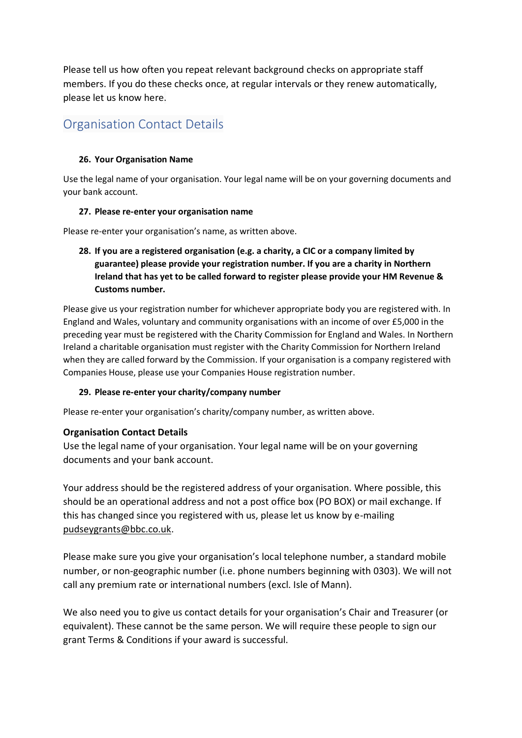Please tell us how often you repeat relevant background checks on appropriate staff members. If you do these checks once, at regular intervals or they renew automatically, please let us know here.

## Organisation Contact Details

**26. Your Organisation Name**

Use the legal name of your organisation. Your legal name will be on your governing documents and your bank account.

**27. Please re-enter your organisation name**

Please re-enter your organisation's name, as written above.

**28. If you are a registered organisation (e.g. a charity, a CIC or a company limited by guarantee) please provide your registration number. If you are a charity in Northern Ireland that has yet to be called forward to register please provide your HM Revenue & Customs number.**

Please give us your registration number for whichever appropriate body you are registered with. In England and Wales, voluntary and community organisations with an income of over £5,000 in the preceding year must be registered with the Charity Commission for England and Wales. In Northern Ireland a charitable organisation must register with the Charity Commission for Northern Ireland when they are called forward by the Commission. If your organisation is a company registered with Companies House, please use your Companies House registration number.

**29. Please re-enter your charity/company number**

Please re-enter your organisation's charity/company number, as written above.

**Organisation Contact Details**

Use the legal name of your organisation. Your legal name will be on your governing documents and your bank account.

Your address should be the registered address of your organisation. Where possible, this should be an operational address and not a post office box (PO BOX) or mail exchange. If this has changed since you registered with us, please let us know by e-mailing pudseygrants@bbc.co.uk.

Please make sure you give your organisation's local telephone number, a standard mobile number, or non-geographic number (i.e. phone numbers beginning with 0303). We will not call any premium rate or international numbers (excl. Isle of Mann).

We also need you to give us contact details for your organisation's Chair and Treasurer (or equivalent). These cannot be the same person. We will require these people to sign our grant Terms & Conditions if your award is successful.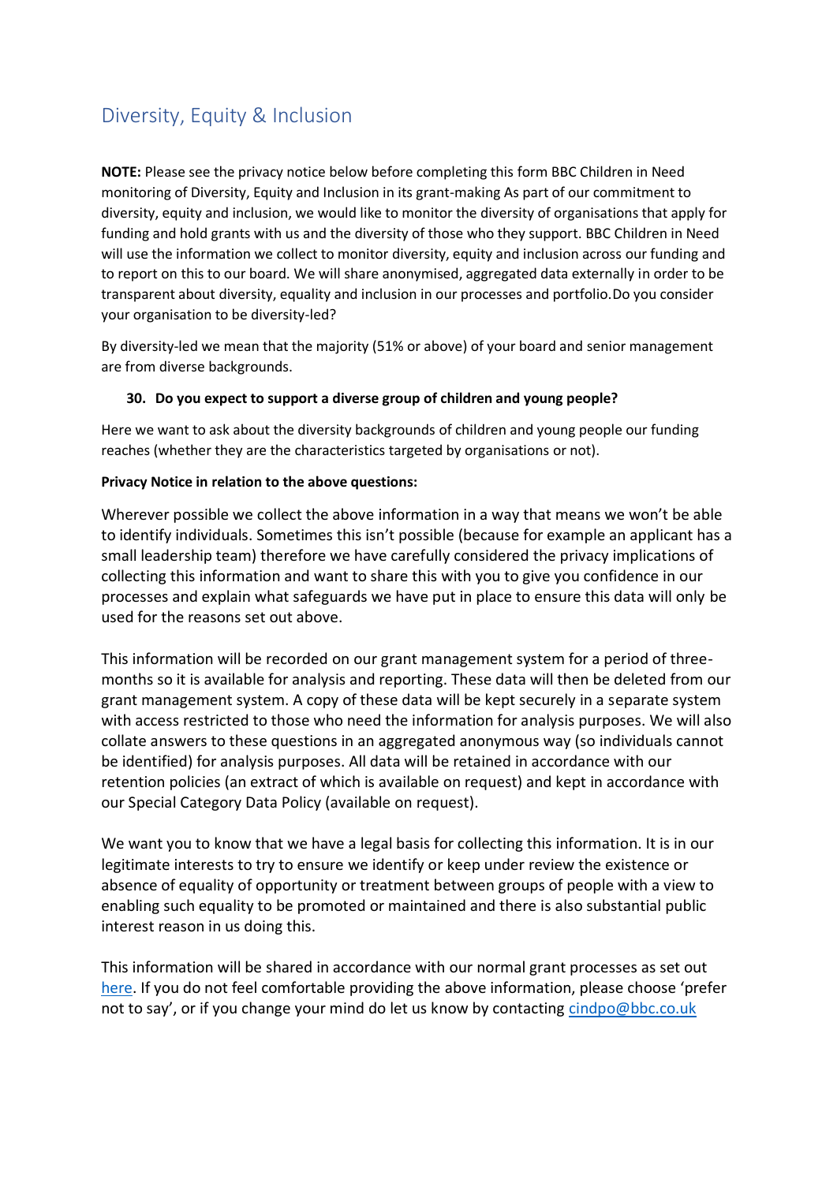## Diversity, Equity & Inclusion

**NOTE:** Please see the privacy notice below before completing this form BBC Children in Need monitoring of Diversity, Equity and Inclusion in its grant-making As part of our commitment to diversity, equity and inclusion, we would like to monitor the diversity of organisations that apply for funding and hold grants with us and the diversity of those who they support. BBC Children in Need will use the information we collect to monitor diversity, equity and inclusion across our funding and to report on this to our board. We will share anonymised, aggregated data externally in order to be transparent about diversity, equality and inclusion in our processes and portfolio.Do you consider your organisation to be diversity-led?

By diversity-led we mean that the majority (51% or above) of your board and senior management are from diverse backgrounds.

30. **Do you expect to support a diverse group of children and young people?**

Here we want to ask about the diversity backgrounds of children and young people our funding reaches (whether they are the characteristics targeted by organisations or not).

**Privacy Notice in relation to the above questions:**

Wherever possible we collect the above information in a way that means we won't be able to identify individuals. Sometimes this isn't possible (because for example an applicant has a small leadership team) therefore we have carefully considered the privacy implications of collecting this information and want to share this with you to give you confidence in our processes and explain what safeguards we have put in place to ensure this data will only be used for the reasons set out above.

This information will be recorded on our grant management system for a period of three-months so it is available for analysis and reporting. These data will then be deleted from our grant management system. A copy of these data will be kept securely in a separate system with access restricted to those who need the information for analysis purposes. We will also collate answers to these questions in an aggregated anonymous way (so individuals cannot be identified) for analysis purposes. All data will be retained in accordance with our retention policies (an extract of which is available on request) and kept in accordance with our Special Category Data Policy (available on request).

We want you to know that we have a legal basis for collecting this information. It is in our legitimate interests to try to ensure we identify or keep under review the existence or absence of equality of opportunity or treatment between groups of people with a view to enabling such equality to be promoted or maintained and there is also substantial public interest reason in us doing this.

This information will be shared in accordance with our normal grant processes as set out here. If you do not feel comfortable providing the above information, please choose 'prefer not to say', or if you change your mind do let us know by contacting cindpo@bbc.co.uk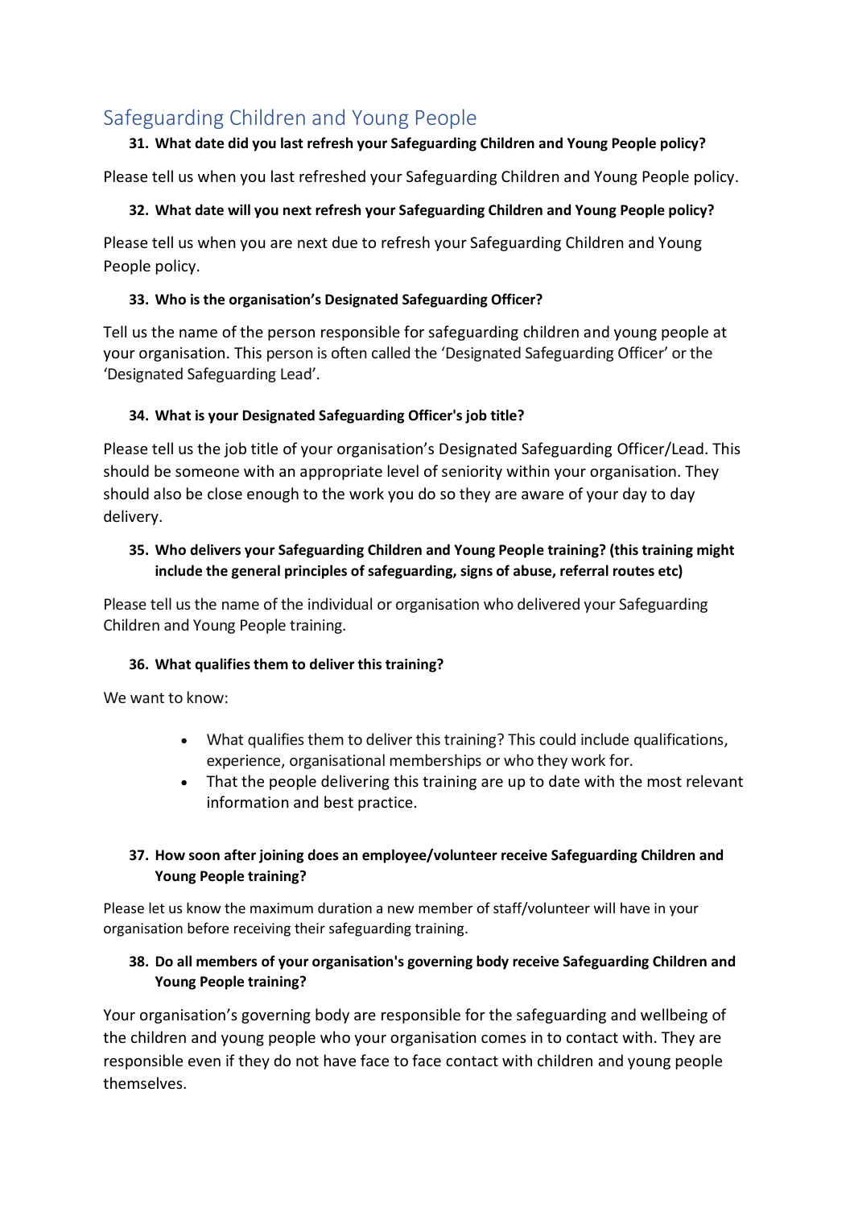## Safeguarding Children and Young People

**31. What date did you last refresh your Safeguarding Children and Young People policy?**

Please tell us when you last refreshed your Safeguarding Children and Young People policy.

**32. What date will you next refresh your Safeguarding Children and Young People policy?**

Please tell us when you are next due to refresh your Safeguarding Children and Young People policy.

**33. Who is the organisation's Designated Safeguarding Officer?**

Tell us the name of the person responsible for safeguarding children and young people at your organisation. This person is often called the 'Designated Safeguarding Officer' or the 'Designated Safeguarding Lead'.

**34. What is your Designated Safeguarding Officer's job title?**

Please tell us the job title of your organisation's Designated Safeguarding Officer/Lead. This should be someone with an appropriate level of seniority within your organisation. They should also be close enough to the work you do so they are aware of your day to day delivery.

**35. Who delivers your Safeguarding Children and Young People training? (this training might include the general principles of safeguarding, signs of abuse, referral routes etc)**

Please tell us the name of the individual or organisation who delivered your Safeguarding Children and Young People training.

**36. What qualifies them to deliver this training?**

We want to know:

- What qualifies them to deliver this training? This could include qualifications, experience, organisational memberships or who they work for.
- That the people delivering this training are up to date with the most relevant information and best practice.

**37. How soon after joining does an employee/volunteer receive Safeguarding Children and Young People training?**

Please let us know the maximum duration a new member of staff/volunteer will have in your organisation before receiving their safeguarding training.

**38. Do all members of your organisation's governing body receive Safeguarding Children and Young People training?**

Your organisation's governing body are responsible for the safeguarding and wellbeing of the children and young people who your organisation comes in to contact with. They are responsible even if they do not have face to face contact with children and young people themselves.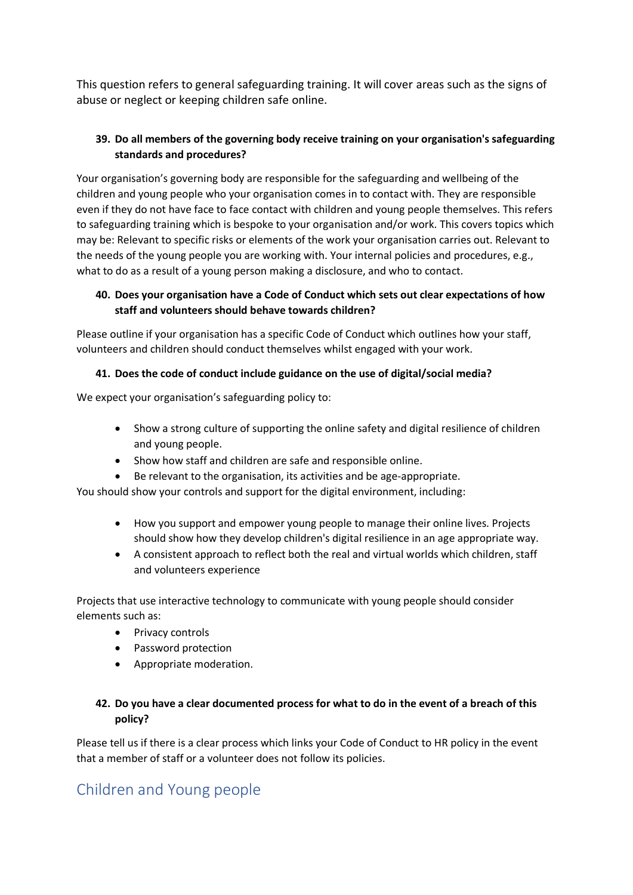This question refers to general safeguarding training. It will cover areas such as the signs of abuse or neglect or keeping children safe online.

39. **Do all members of the governing body receive training on your organisation's safeguarding standards and procedures?**

Your organisation's governing body are responsible for the safeguarding and wellbeing of the children and young people who your organisation comes in to contact with. They are responsible even if they do not have face to face contact with children and young people themselves. This refers to safeguarding training which is bespoke to your organisation and/or work. This covers topics which may be: Relevant to specific risks or elements of the work your organisation carries out. Relevant to the needs of the young people you are working with. Your internal policies and procedures, e.g., what to do as a result of a young person making a disclosure, and who to contact.

40. **Does your organisation have a Code of Conduct which sets out clear expectations of how staff and volunteers should behave towards children?**

Please outline if your organisation has a specific Code of Conduct which outlines how your staff, volunteers and children should conduct themselves whilst engaged with your work.

41. **Does the code of conduct include guidance on the use of digital/social media?**

We expect your organisation's safeguarding policy to:

- Show a strong culture of supporting the online safety and digital resilience of children and young people.
- Show how staff and children are safe and responsible online.
- Be relevant to the organisation, its activities and be age-appropriate.

You should show your controls and support for the digital environment, including:

- How you support and empower young people to manage their online lives. Projects should show how they develop children's digital resilience in an age appropriate way.
- A consistent approach to reflect both the real and virtual worlds which children, staff and volunteers experience

Projects that use interactive technology to communicate with young people should consider elements such as:

- Privacy controls
- Password protection
- Appropriate moderation.

42. **Do you have a clear documented process for what to do in the event of a breach of this policy?**

Please tell us if there is a clear process which links your Code of Conduct to HR policy in the event that a member of staff or a volunteer does not follow its policies.

## Children and Young people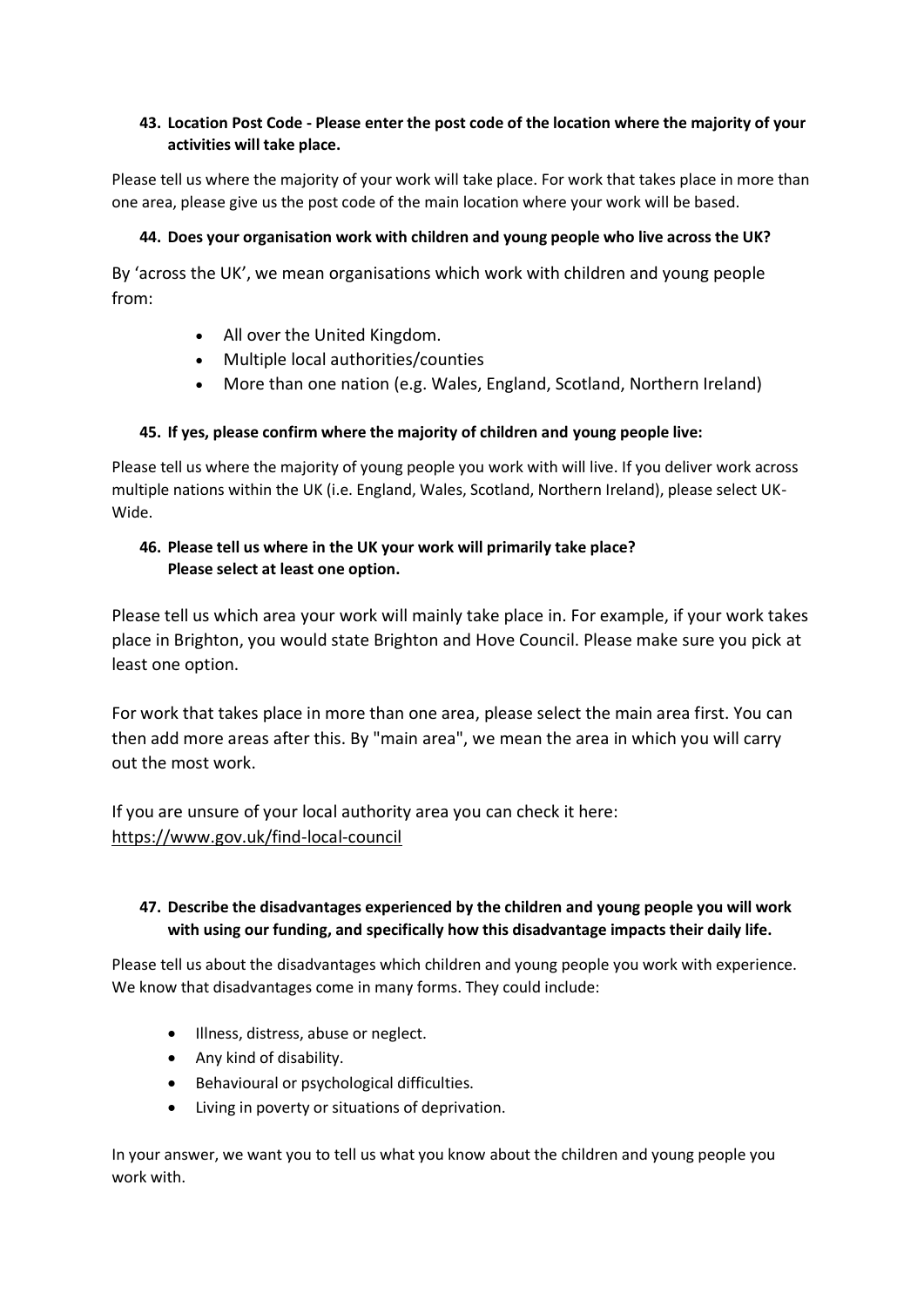**43. Location Post Code - Please enter the post code of the location where the majority of your activities will take place.**

Please tell us where the majority of your work will take place. For work that takes place in more than one area, please give us the post code of the main location where your work will be based.

**44. Does your organisation work with children and young people who live across the UK?**

By 'across the UK', we mean organisations which work with children and young people from:

- All over the United Kingdom.
- Multiple local authorities/counties
- More than one nation (e.g. Wales, England, Scotland, Northern Ireland)

**45. If yes, please confirm where the majority of children and young people live:**

Please tell us where the majority of young people you work with will live. If you deliver work across multiple nations within the UK (i.e. England, Wales, Scotland, Northern Ireland), please select UK-Wide.

**46. Please tell us where in the UK your work will primarily take place? Please select at least one option.**

Please tell us which area your work will mainly take place in. For example, if your work takes place in Brighton, you would state Brighton and Hove Council. Please make sure you pick at least one option.

For work that takes place in more than one area, please select the main area first. You can then add more areas after this. By "main area", we mean the area in which you will carry out the most work.

If you are unsure of your local authority area you can check it here: https://www.gov.uk/find-local-council

**47. Describe the disadvantages experienced by the children and young people you will work with using our funding, and specifically how this disadvantage impacts their daily life.**

Please tell us about the disadvantages which children and young people you work with experience. We know that disadvantages come in many forms. They could include:

- Illness, distress, abuse or neglect.
- Any kind of disability.
- Behavioural or psychological difficulties.
- Living in poverty or situations of deprivation.

In your answer, we want you to tell us what you know about the children and young people you work with.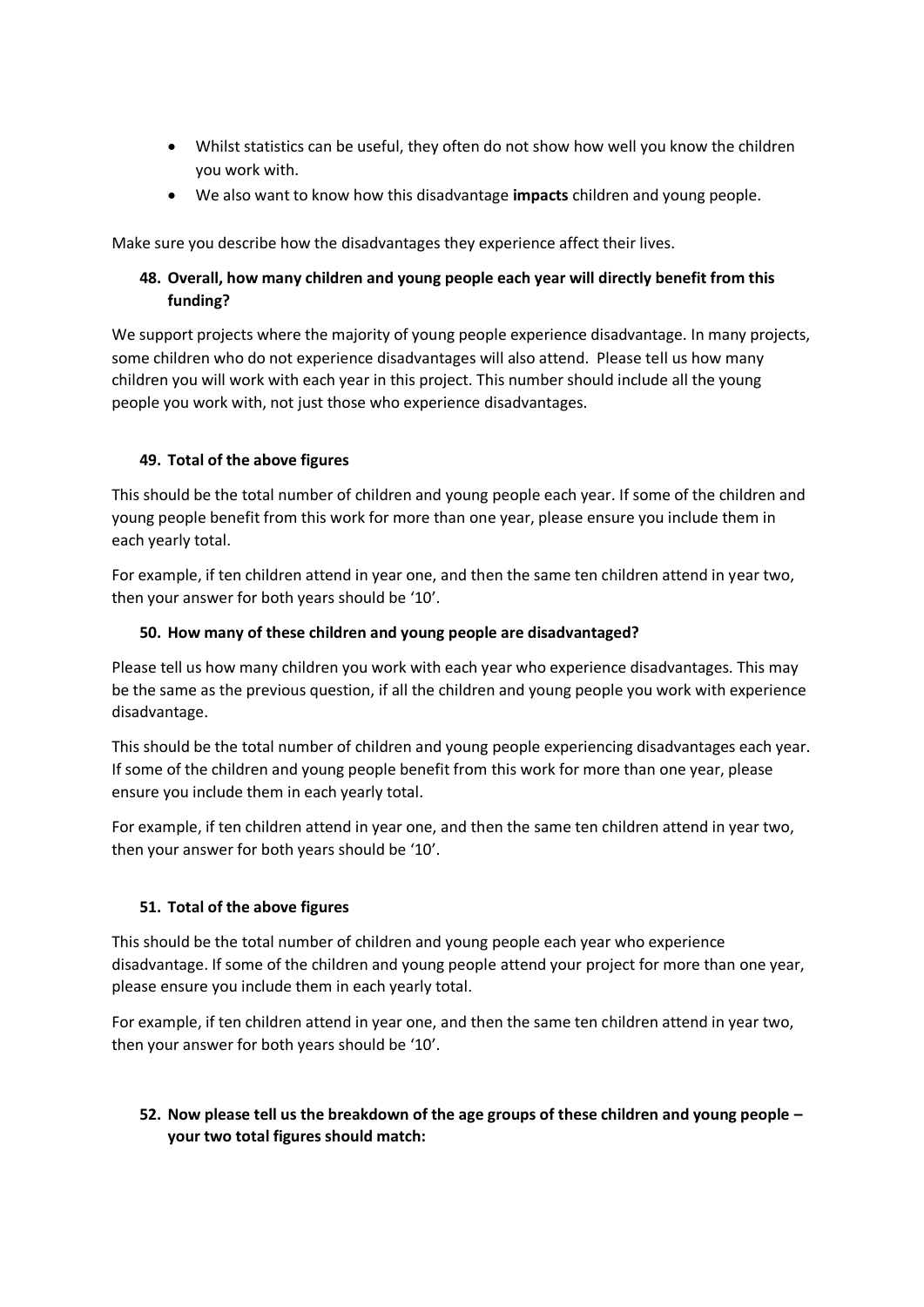- Whilst statistics can be useful, they often do not show how well you know the children you work with.
- We also want to know how this disadvantage **impacts** children and young people.

Make sure you describe how the disadvantages they experience affect their lives.

### 48. Overall, how many children and young people each year will directly benefit from this funding?

We support projects where the majority of young people experience disadvantage. In many projects, some children who do not experience disadvantages will also attend. Please tell us how many children you will work with each year in this project. This number should include all the young people you work with, not just those who experience disadvantages.

### 49. Total of the above figures

This should be the total number of children and young people each year. If some of the children and young people benefit from this work for more than one year, please ensure you include them in each yearly total.

For example, if ten children attend in year one, and then the same ten children attend in year two, then your answer for both years should be '10'.

### 50. How many of these children and young people are disadvantaged?

Please tell us how many children you work with each year who experience disadvantages. This may be the same as the previous question, if all the children and young people you work with experience disadvantage.

This should be the total number of children and young people experiencing disadvantages each year. If some of the children and young people benefit from this work for more than one year, please ensure you include them in each yearly total.

For example, if ten children attend in year one, and then the same ten children attend in year two, then your answer for both years should be '10'.

### 51. Total of the above figures

This should be the total number of children and young people each year who experience disadvantage. If some of the children and young people attend your project for more than one year, please ensure you include them in each yearly total.

For example, if ten children attend in year one, and then the same ten children attend in year two, then your answer for both years should be '10'.

### 52. Now please tell us the breakdown of the age groups of these children and young people – your two total figures should match: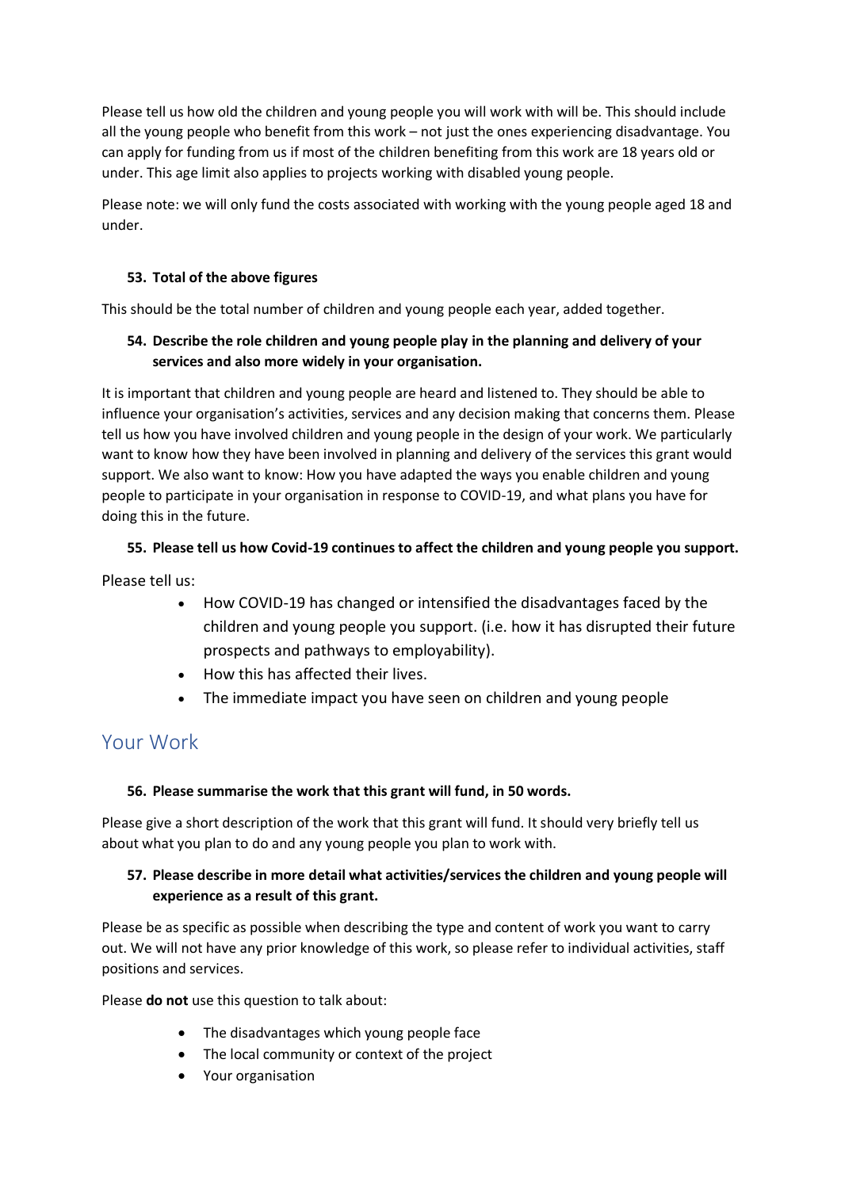Please tell us how old the children and young people you will work with will be. This should include all the young people who benefit from this work – not just the ones experiencing disadvantage. You can apply for funding from us if most of the children benefiting from this work are 18 years old or under. This age limit also applies to projects working with disabled young people.

Please note: we will only fund the costs associated with working with the young people aged 18 and under.

### 53. Total of the above figures

This should be the total number of children and young people each year, added together.

### 54. Describe the role children and young people play in the planning and delivery of your services and also more widely in your organisation.

It is important that children and young people are heard and listened to. They should be able to influence your organisation's activities, services and any decision making that concerns them. Please tell us how you have involved children and young people in the design of your work. We particularly want to know how they have been involved in planning and delivery of the services this grant would support. We also want to know: How you have adapted the ways you enable children and young people to participate in your organisation in response to COVID-19, and what plans you have for doing this in the future.

### 55. Please tell us how Covid-19 continues to affect the children and young people you support.

Please tell us:

- How COVID-19 has changed or intensified the disadvantages faced by the children and young people you support. (i.e. how it has disrupted their future prospects and pathways to employability).
- How this has affected their lives.
- The immediate impact you have seen on children and young people

## Your Work

### 56. Please summarise the work that this grant will fund, in 50 words.

Please give a short description of the work that this grant will fund. It should very briefly tell us about what you plan to do and any young people you plan to work with.

### 57. Please describe in more detail what activities/services the children and young people will experience as a result of this grant.

Please be as specific as possible when describing the type and content of work you want to carry out. We will not have any prior knowledge of this work, so please refer to individual activities, staff positions and services.

Please **do not** use this question to talk about:

- The disadvantages which young people face
- The local community or context of the project
- Your organisation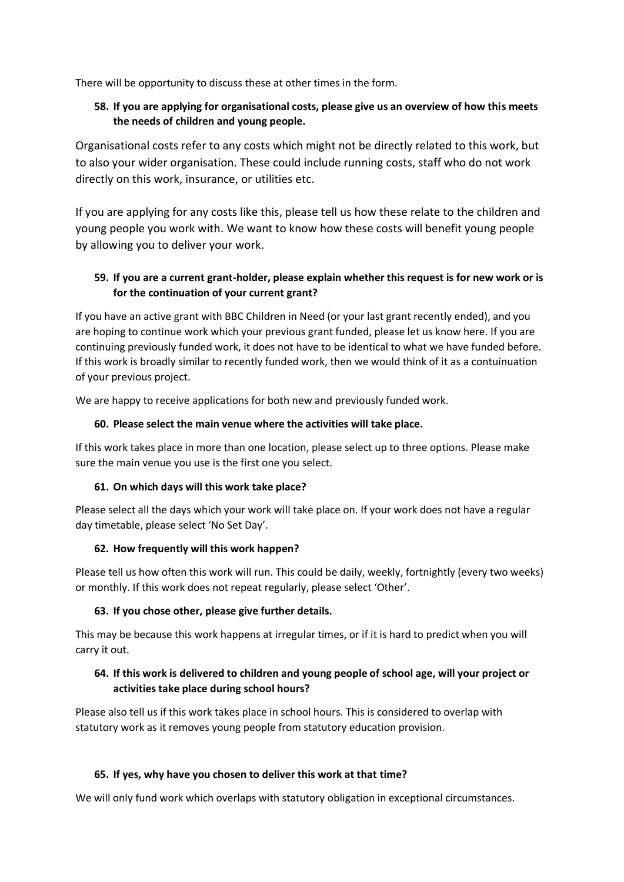There will be opportunity to discuss these at other times in the form.

**58. If you are applying for organisational costs, please give us an overview of how this meets the needs of children and young people.**

Organisational costs refer to any costs which might not be directly related to this work, but to also your wider organisation. These could include running costs, staff who do not work directly on this work, insurance, or utilities etc.

If you are applying for any costs like this, please tell us how these relate to the children and young people you work with. We want to know how these costs will benefit young people by allowing you to deliver your work.

**59. If you are a current grant-holder, please explain whether this request is for new work or is for the continuation of your current grant?**

If you have an active grant with BBC Children in Need (or your last grant recently ended), and you are hoping to continue work which your previous grant funded, please let us know here. If you are continuing previously funded work, it does not have to be identical to what we have funded before. If this work is broadly similar to recently funded work, then we would think of it as a contuinuation of your previous project.

We are happy to receive applications for both new and previously funded work.

**60. Please select the main venue where the activities will take place.**

If this work takes place in more than one location, please select up to three options. Please make sure the main venue you use is the first one you select.

**61. On which days will this work take place?**

Please select all the days which your work will take place on. If your work does not have a regular day timetable, please select 'No Set Day'.

**62. How frequently will this work happen?**

Please tell us how often this work will run. This could be daily, weekly, fortnightly (every two weeks) or monthly. If this work does not repeat regularly, please select 'Other'.

**63. If you chose other, please give further details.**

This may be because this work happens at irregular times, or if it is hard to predict when you will carry it out.

**64. If this work is delivered to children and young people of school age, will your project or activities take place during school hours?**

Please also tell us if this work takes place in school hours. This is considered to overlap with statutory work as it removes young people from statutory education provision.

**65. If yes, why have you chosen to deliver this work at that time?**

We will only fund work which overlaps with statutory obligation in exceptional circumstances.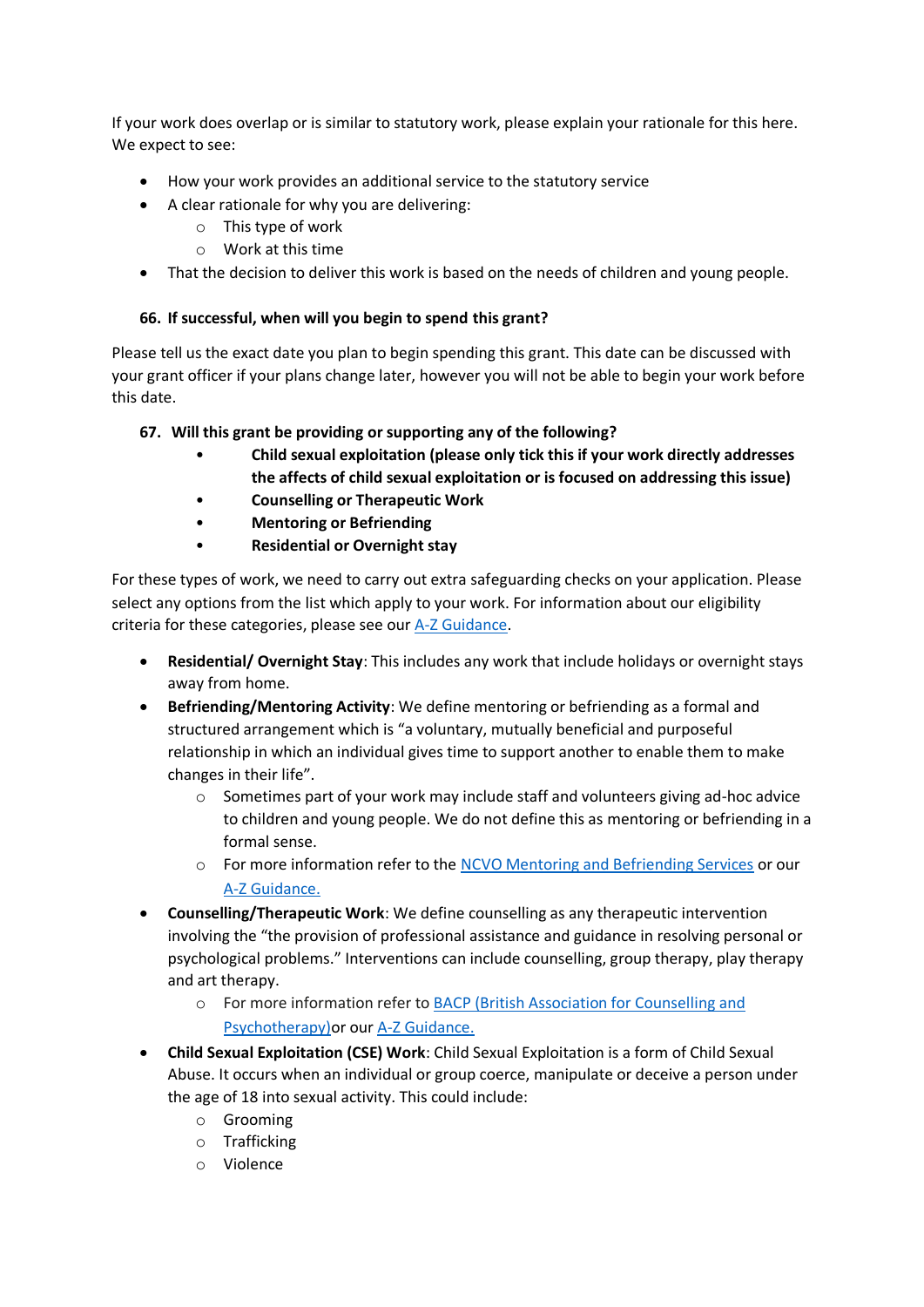If your work does overlap or is similar to statutory work, please explain your rationale for this here. We expect to see:

- How your work provides an additional service to the statutory service
- A clear rationale for why you are delivering:
    - This type of work
    - Work at this time
- That the decision to deliver this work is based on the needs of children and young people.

**66. If successful, when will you begin to spend this grant?**

Please tell us the exact date you plan to begin spending this grant. This date can be discussed with your grant officer if your plans change later, however you will not be able to begin your work before this date.

**67. Will this grant be providing or supporting any of the following?**

- **Child sexual exploitation (please only tick this if your work directly addresses the affects of child sexual exploitation or is focused on addressing this issue)**
- **Counselling or Therapeutic Work**
- **Mentoring or Befriending**
- **Residential or Overnight stay**

For these types of work, we need to carry out extra safeguarding checks on your application. Please select any options from the list which apply to your work. For information about our eligibility criteria for these categories, please see our A-Z Guidance.

- **Residential/ Overnight Stay**: This includes any work that include holidays or overnight stays away from home.
- **Befriending/Mentoring Activity**: We define mentoring or befriending as a formal and structured arrangement which is "a voluntary, mutually beneficial and purposeful relationship in which an individual gives time to support another to enable them to make changes in their life".
    - Sometimes part of your work may include staff and volunteers giving ad-hoc advice to children and young people. We do not define this as mentoring or befriending in a formal sense.
    - For more information refer to the NCVO Mentoring and Befriending Services or our A-Z Guidance.
- **Counselling/Therapeutic Work**: We define counselling as any therapeutic intervention involving the "the provision of professional assistance and guidance in resolving personal or psychological problems." Interventions can include counselling, group therapy, play therapy and art therapy.
    - For more information refer to BACP (British Association for Counselling and Psychotherapy)or our A-Z Guidance.
- **Child Sexual Exploitation (CSE) Work**: Child Sexual Exploitation is a form of Child Sexual Abuse. It occurs when an individual or group coerce, manipulate or deceive a person under the age of 18 into sexual activity. This could include:
    - Grooming
    - Trafficking
    - Violence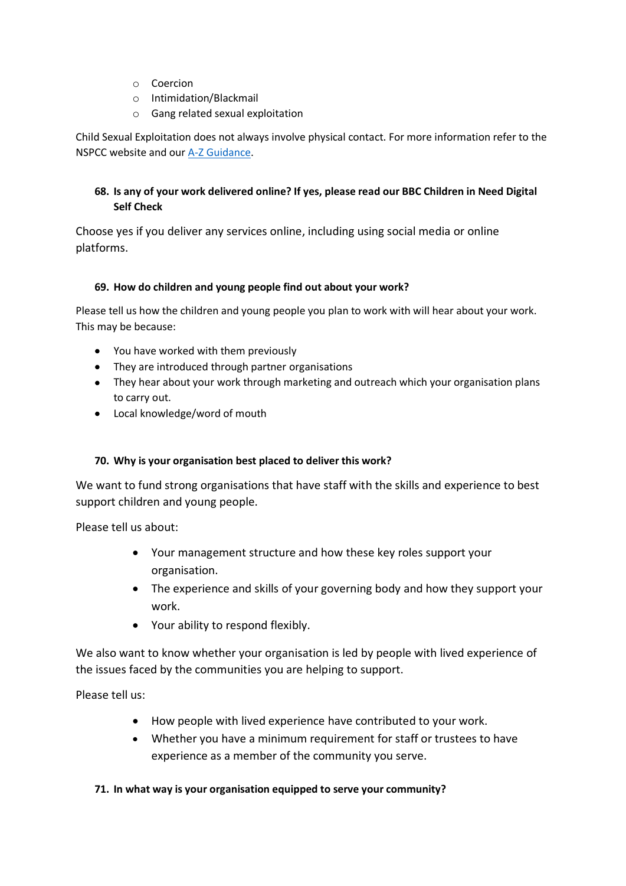- Coercion
- Intimidation/Blackmail
- Gang related sexual exploitation

Child Sexual Exploitation does not always involve physical contact. For more information refer to the NSPCC website and our [A-Z Guidance](A-Z Guidance).

### 68. Is any of your work delivered online? If yes, please read our BBC Children in Need Digital Self Check

Choose yes if you deliver any services online, including using social media or online platforms.

### 69. How do children and young people find out about your work?

Please tell us how the children and young people you plan to work with will hear about your work. This may be because:

- You have worked with them previously
- They are introduced through partner organisations
- They hear about your work through marketing and outreach which your organisation plans to carry out.
- Local knowledge/word of mouth

### 70. Why is your organisation best placed to deliver this work?

We want to fund strong organisations that have staff with the skills and experience to best support children and young people.

Please tell us about:

- Your management structure and how these key roles support your organisation.
- The experience and skills of your governing body and how they support your work.
- Your ability to respond flexibly.

We also want to know whether your organisation is led by people with lived experience of the issues faced by the communities you are helping to support.

Please tell us:

- How people with lived experience have contributed to your work.
- Whether you have a minimum requirement for staff or trustees to have experience as a member of the community you serve.

### 71. In what way is your organisation equipped to serve your community?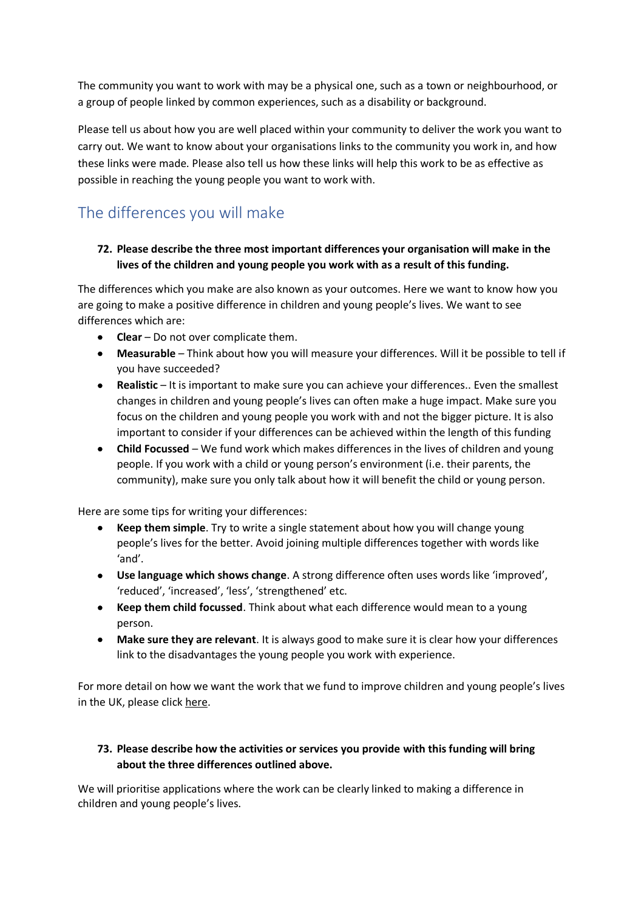The community you want to work with may be a physical one, such as a town or neighbourhood, or a group of people linked by common experiences, such as a disability or background.

Please tell us about how you are well placed within your community to deliver the work you want to carry out. We want to know about your organisations links to the community you work in, and how these links were made. Please also tell us how these links will help this work to be as effective as possible in reaching the young people you want to work with.

## The differences you will make

**72. Please describe the three most important differences your organisation will make in the lives of the children and young people you work with as a result of this funding.**

The differences which you make are also known as your outcomes. Here we want to know how you are going to make a positive difference in children and young people's lives. We want to see differences which are:

- **Clear** – Do not over complicate them.
- **Measurable** – Think about how you will measure your differences. Will it be possible to tell if you have succeeded?
- **Realistic** – It is important to make sure you can achieve your differences.. Even the smallest changes in children and young people's lives can often make a huge impact. Make sure you focus on the children and young people you work with and not the bigger picture. It is also important to consider if your differences can be achieved within the length of this funding
- **Child Focussed** – We fund work which makes differences in the lives of children and young people. If you work with a child or young person's environment (i.e. their parents, the community), make sure you only talk about how it will benefit the child or young person.

Here are some tips for writing your differences:

- **Keep them simple**. Try to write a single statement about how you will change young people's lives for the better. Avoid joining multiple differences together with words like 'and'.
- **Use language which shows change**. A strong difference often uses words like 'improved', 'reduced', 'increased', 'less', 'strengthened' etc.
- **Keep them child focussed**. Think about what each difference would mean to a young person.
- **Make sure they are relevant**. It is always good to make sure it is clear how your differences link to the disadvantages the young people you work with experience.

For more detail on how we want the work that we fund to improve children and young people's lives in the UK, please click here.

**73. Please describe how the activities or services you provide with this funding will bring about the three differences outlined above.**

We will prioritise applications where the work can be clearly linked to making a difference in children and young people's lives.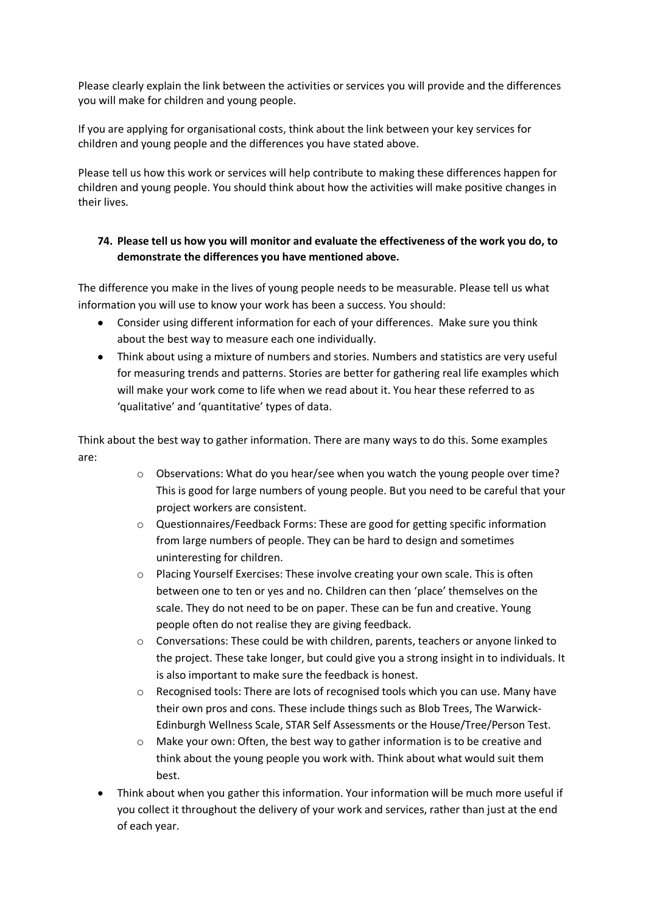Please clearly explain the link between the activities or services you will provide and the differences you will make for children and young people.

If you are applying for organisational costs, think about the link between your key services for children and young people and the differences you have stated above.

Please tell us how this work or services will help contribute to making these differences happen for children and young people. You should think about how the activities will make positive changes in their lives.

**74. Please tell us how you will monitor and evaluate the effectiveness of the work you do, to demonstrate the differences you have mentioned above.**

The difference you make in the lives of young people needs to be measurable. Please tell us what information you will use to know your work has been a success. You should:

- Consider using different information for each of your differences. Make sure you think about the best way to measure each one individually.
- Think about using a mixture of numbers and stories. Numbers and statistics are very useful for measuring trends and patterns. Stories are better for gathering real life examples which will make your work come to life when we read about it. You hear these referred to as 'qualitative' and 'quantitative' types of data.

Think about the best way to gather information. There are many ways to do this. Some examples are:

- Observations: What do you hear/see when you watch the young people over time? This is good for large numbers of young people. But you need to be careful that your project workers are consistent.
- Questionnaires/Feedback Forms: These are good for getting specific information from large numbers of people. They can be hard to design and sometimes uninteresting for children.
- Placing Yourself Exercises: These involve creating your own scale. This is often between one to ten or yes and no. Children can then 'place' themselves on the scale. They do not need to be on paper. These can be fun and creative. Young people often do not realise they are giving feedback.
- Conversations: These could be with children, parents, teachers or anyone linked to the project. These take longer, but could give you a strong insight in to individuals. It is also important to make sure the feedback is honest.
- Recognised tools: There are lots of recognised tools which you can use. Many have their own pros and cons. These include things such as Blob Trees, The Warwick-Edinburgh Wellness Scale, STAR Self Assessments or the House/Tree/Person Test.
- Make your own: Often, the best way to gather information is to be creative and think about the young people you work with. Think about what would suit them best.

- Think about when you gather this information. Your information will be much more useful if you collect it throughout the delivery of your work and services, rather than just at the end of each year.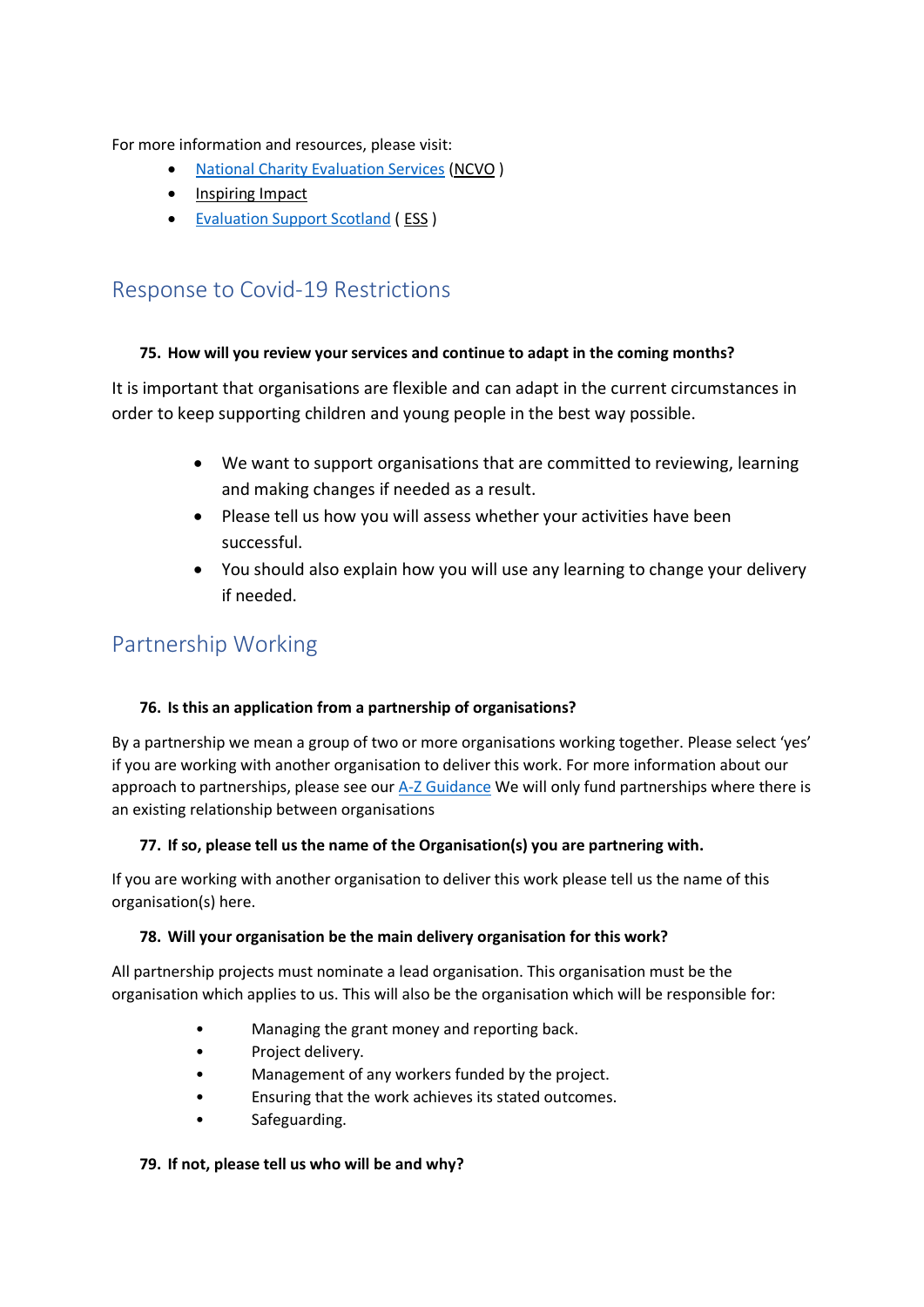For more information and resources, please visit:

- National Charity Evaluation Services (NCVO )
- Inspiring Impact
- Evaluation Support Scotland ( ESS )

## Response to Covid-19 Restrictions

**75. How will you review your services and continue to adapt in the coming months?**

It is important that organisations are flexible and can adapt in the current circumstances in order to keep supporting children and young people in the best way possible.

- We want to support organisations that are committed to reviewing, learning and making changes if needed as a result.
- Please tell us how you will assess whether your activities have been successful.
- You should also explain how you will use any learning to change your delivery if needed.

## Partnership Working

**76. Is this an application from a partnership of organisations?**

By a partnership we mean a group of two or more organisations working together. Please select 'yes' if you are working with another organisation to deliver this work. For more information about our approach to partnerships, please see our A-Z Guidance We will only fund partnerships where there is an existing relationship between organisations

**77. If so, please tell us the name of the Organisation(s) you are partnering with.**

If you are working with another organisation to deliver this work please tell us the name of this organisation(s) here.

**78. Will your organisation be the main delivery organisation for this work?**

All partnership projects must nominate a lead organisation. This organisation must be the organisation which applies to us. This will also be the organisation which will be responsible for:

- Managing the grant money and reporting back.
- Project delivery.
- Management of any workers funded by the project.
- Ensuring that the work achieves its stated outcomes.
- Safeguarding.

**79. If not, please tell us who will be and why?**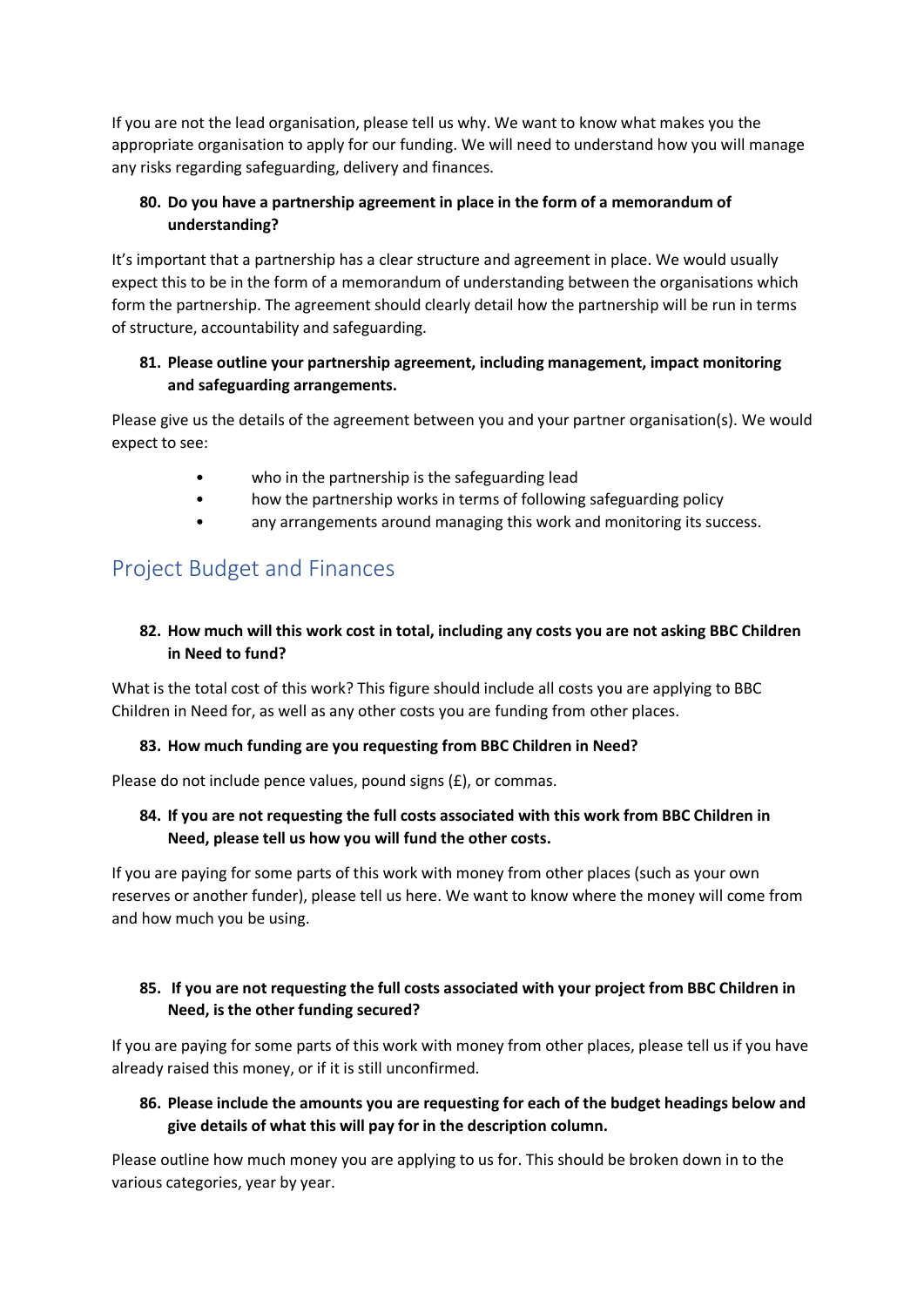If you are not the lead organisation, please tell us why. We want to know what makes you the appropriate organisation to apply for our funding. We will need to understand how you will manage any risks regarding safeguarding, delivery and finances.

**80. Do you have a partnership agreement in place in the form of a memorandum of understanding?**

It's important that a partnership has a clear structure and agreement in place. We would usually expect this to be in the form of a memorandum of understanding between the organisations which form the partnership. The agreement should clearly detail how the partnership will be run in terms of structure, accountability and safeguarding.

**81. Please outline your partnership agreement, including management, impact monitoring and safeguarding arrangements.**

Please give us the details of the agreement between you and your partner organisation(s). We would expect to see:

- who in the partnership is the safeguarding lead
- how the partnership works in terms of following safeguarding policy
- any arrangements around managing this work and monitoring its success.

## Project Budget and Finances

**82. How much will this work cost in total, including any costs you are not asking BBC Children in Need to fund?**

What is the total cost of this work? This figure should include all costs you are applying to BBC Children in Need for, as well as any other costs you are funding from other places.

**83. How much funding are you requesting from BBC Children in Need?**

Please do not include pence values, pound signs (£), or commas.

**84. If you are not requesting the full costs associated with this work from BBC Children in Need, please tell us how you will fund the other costs.**

If you are paying for some parts of this work with money from other places (such as your own reserves or another funder), please tell us here. We want to know where the money will come from and how much you be using.

**85. If you are not requesting the full costs associated with your project from BBC Children in Need, is the other funding secured?**

If you are paying for some parts of this work with money from other places, please tell us if you have already raised this money, or if it is still unconfirmed.

**86. Please include the amounts you are requesting for each of the budget headings below and give details of what this will pay for in the description column.**

Please outline how much money you are applying to us for. This should be broken down in to the various categories, year by year.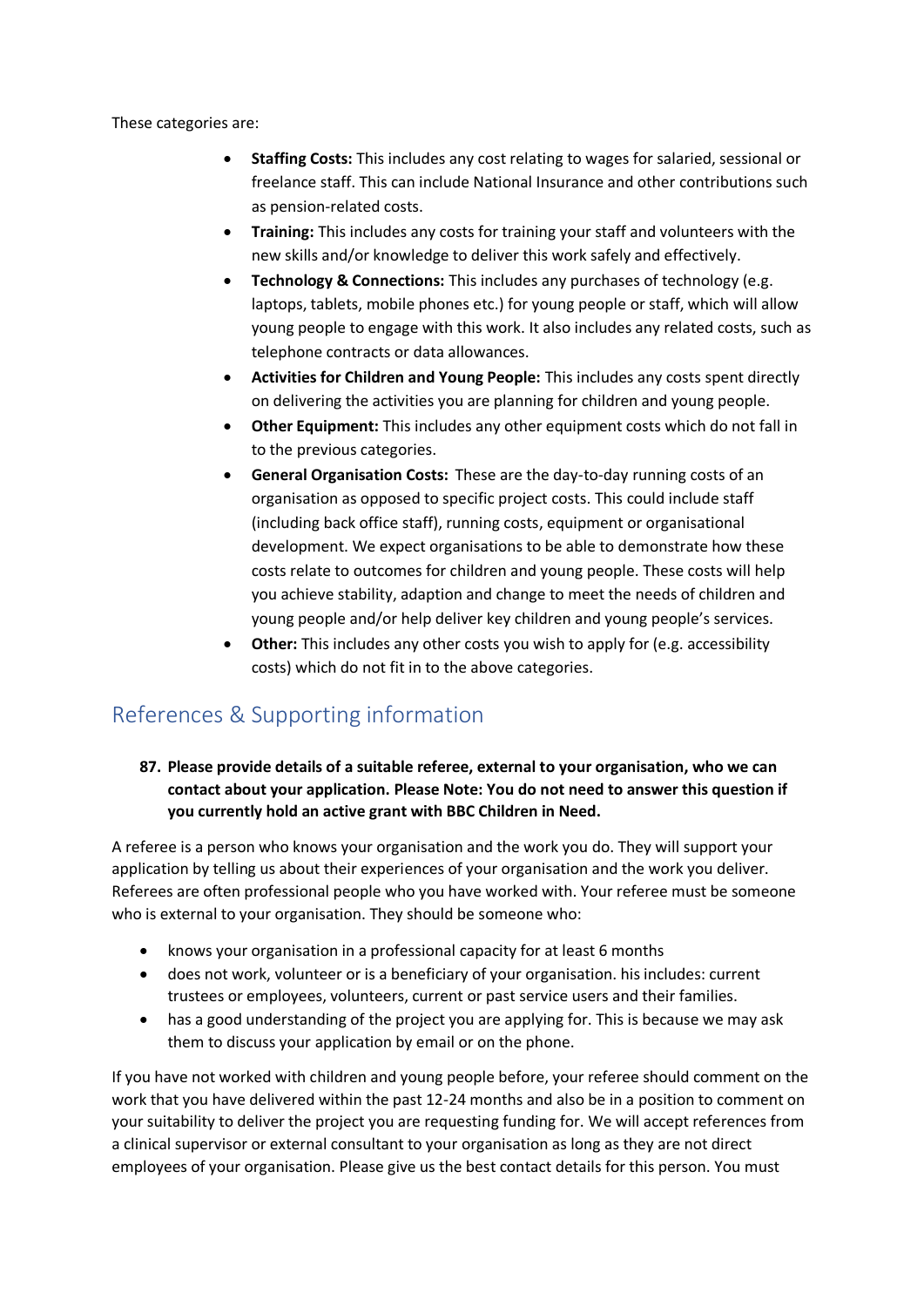These categories are:

- **Staffing Costs:** This includes any cost relating to wages for salaried, sessional or freelance staff. This can include National Insurance and other contributions such as pension-related costs.
- **Training:** This includes any costs for training your staff and volunteers with the new skills and/or knowledge to deliver this work safely and effectively.
- **Technology & Connections:** This includes any purchases of technology (e.g. laptops, tablets, mobile phones etc.) for young people or staff, which will allow young people to engage with this work. It also includes any related costs, such as telephone contracts or data allowances.
- **Activities for Children and Young People:** This includes any costs spent directly on delivering the activities you are planning for children and young people.
- **Other Equipment:** This includes any other equipment costs which do not fall in to the previous categories.
- **General Organisation Costs:** These are the day-to-day running costs of an organisation as opposed to specific project costs. This could include staff (including back office staff), running costs, equipment or organisational development. We expect organisations to be able to demonstrate how these costs relate to outcomes for children and young people. These costs will help you achieve stability, adaption and change to meet the needs of children and young people and/or help deliver key children and young people's services.
- **Other:** This includes any other costs you wish to apply for (e.g. accessibility costs) which do not fit in to the above categories.

## References & Supporting information

**87. Please provide details of a suitable referee, external to your organisation, who we can contact about your application. Please Note: You do not need to answer this question if you currently hold an active grant with BBC Children in Need.**

A referee is a person who knows your organisation and the work you do. They will support your application by telling us about their experiences of your organisation and the work you deliver. Referees are often professional people who you have worked with. Your referee must be someone who is external to your organisation. They should be someone who:

- knows your organisation in a professional capacity for at least 6 months
- does not work, volunteer or is a beneficiary of your organisation. his includes: current trustees or employees, volunteers, current or past service users and their families.
- has a good understanding of the project you are applying for. This is because we may ask them to discuss your application by email or on the phone.

If you have not worked with children and young people before, your referee should comment on the work that you have delivered within the past 12-24 months and also be in a position to comment on your suitability to deliver the project you are requesting funding for. We will accept references from a clinical supervisor or external consultant to your organisation as long as they are not direct employees of your organisation. Please give us the best contact details for this person. You must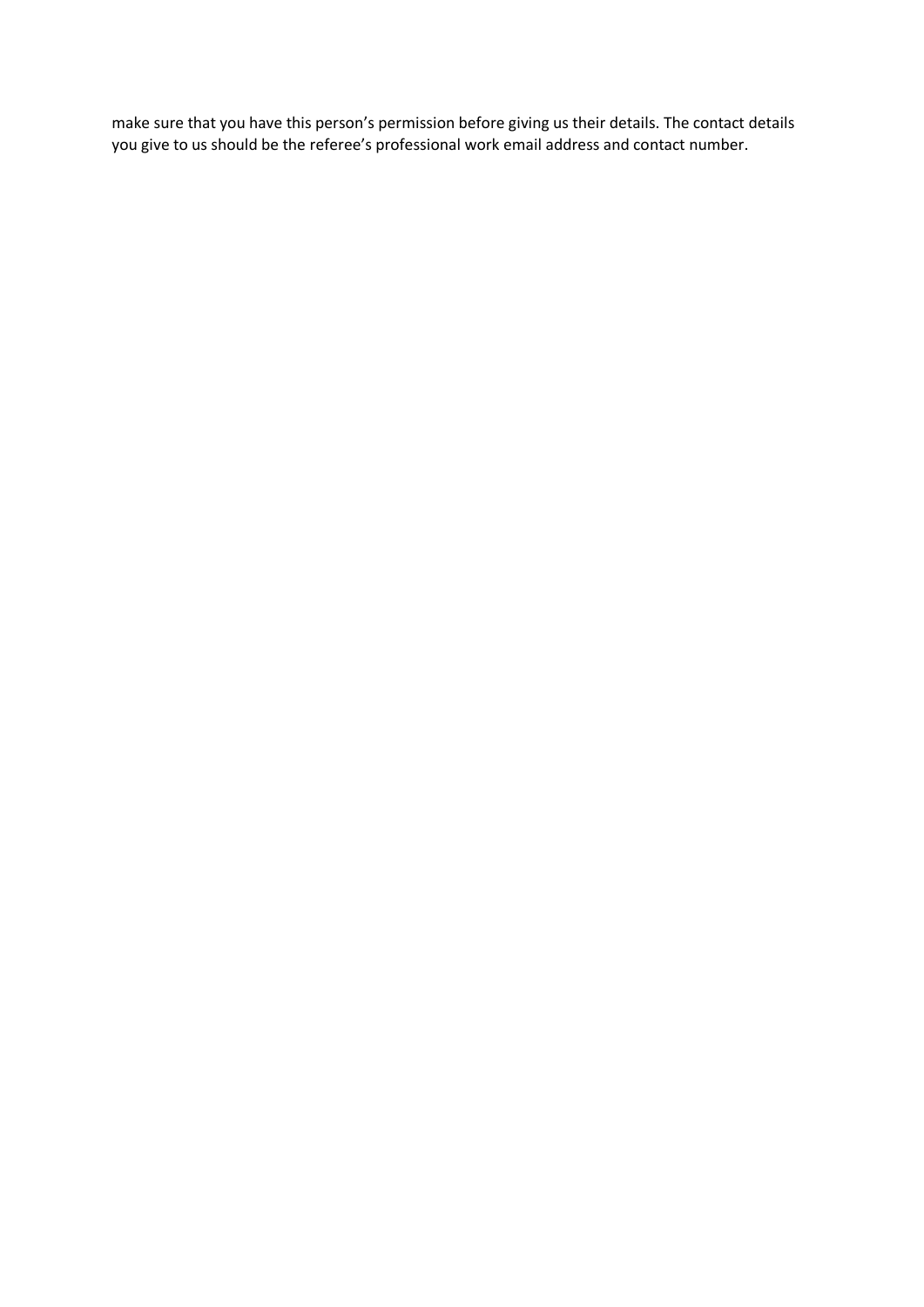make sure that you have this person’s permission before giving us their details. The contact details you give to us should be the referee’s professional work email address and contact number.